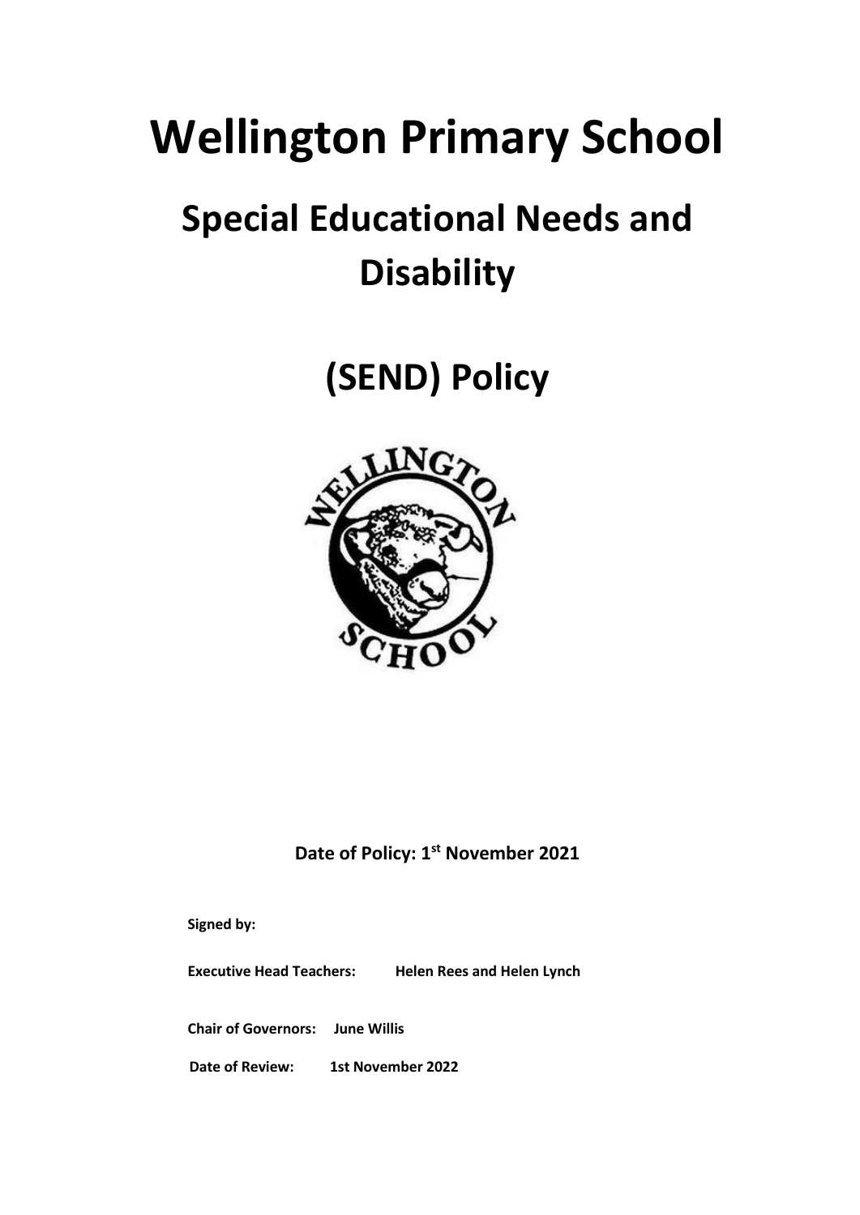# Wellington Primary School

## Special Educational Needs and Disability

## (SEND) Policy

**Date of Policy: 1st November 2021**

**Signed by:**

**Executive Head Teachers:** **Helen Rees and Helen Lynch**

**Chair of Governors:** **June Willis**

**Date of Review:** **1st November 2022**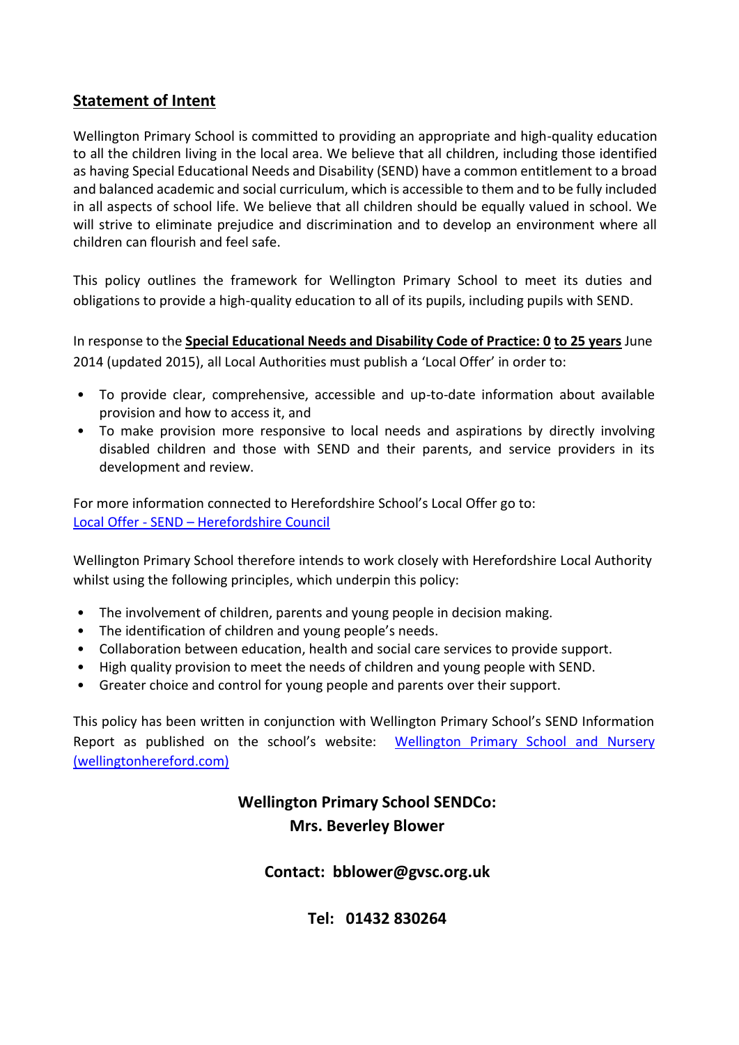## Statement of Intent

Wellington Primary School is committed to providing an appropriate and high-quality education to all the children living in the local area. We believe that all children, including those identified as having Special Educational Needs and Disability (SEND) have a common entitlement to a broad and balanced academic and social curriculum, which is accessible to them and to be fully included in all aspects of school life. We believe that all children should be equally valued in school. We will strive to eliminate prejudice and discrimination and to develop an environment where all children can flourish and feel safe.

This policy outlines the framework for Wellington Primary School to meet its duties and obligations to provide a high-quality education to all of its pupils, including pupils with SEND.

In response to the **Special Educational Needs and Disability Code of Practice: 0 to 25 years** June 2014 (updated 2015), all Local Authorities must publish a 'Local Offer' in order to:

- To provide clear, comprehensive, accessible and up-to-date information about available provision and how to access it, and
- To make provision more responsive to local needs and aspirations by directly involving disabled children and those with SEND and their parents, and service providers in its development and review.

For more information connected to Herefordshire School's Local Offer go to:
[Local Offer - SEND – Herefordshire Council]

Wellington Primary School therefore intends to work closely with Herefordshire Local Authority whilst using the following principles, which underpin this policy:

- The involvement of children, parents and young people in decision making.
- The identification of children and young people's needs.
- Collaboration between education, health and social care services to provide support.
- High quality provision to meet the needs of children and young people with SEND.
- Greater choice and control for young people and parents over their support.

This policy has been written in conjunction with Wellington Primary School's SEND Information Report as published on the school's website: [Wellington Primary School and Nursery (wellingtonhereford.com)]

**Wellington Primary School SENDCo:**
**Mrs. Beverley Blower**

**Contact: bblower@gvsc.org.uk**

**Tel: 01432 830264**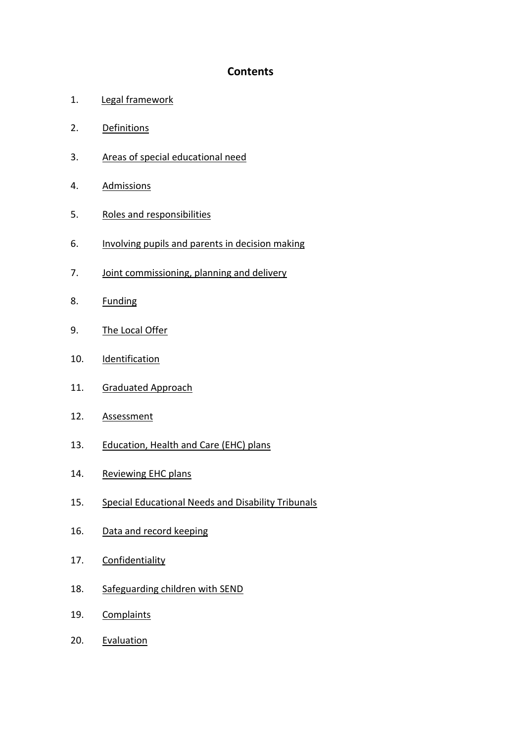# Contents

1. Legal framework
2. Definitions
3. Areas of special educational need
4. Admissions
5. Roles and responsibilities
6. Involving pupils and parents in decision making
7. Joint commissioning, planning and delivery
8. Funding
9. The Local Offer
10. Identification
11. Graduated Approach
12. Assessment
13. Education, Health and Care (EHC) plans
14. Reviewing EHC plans
15. Special Educational Needs and Disability Tribunals
16. Data and record keeping
17. Confidentiality
18. Safeguarding children with SEND
19. Complaints
20. Evaluation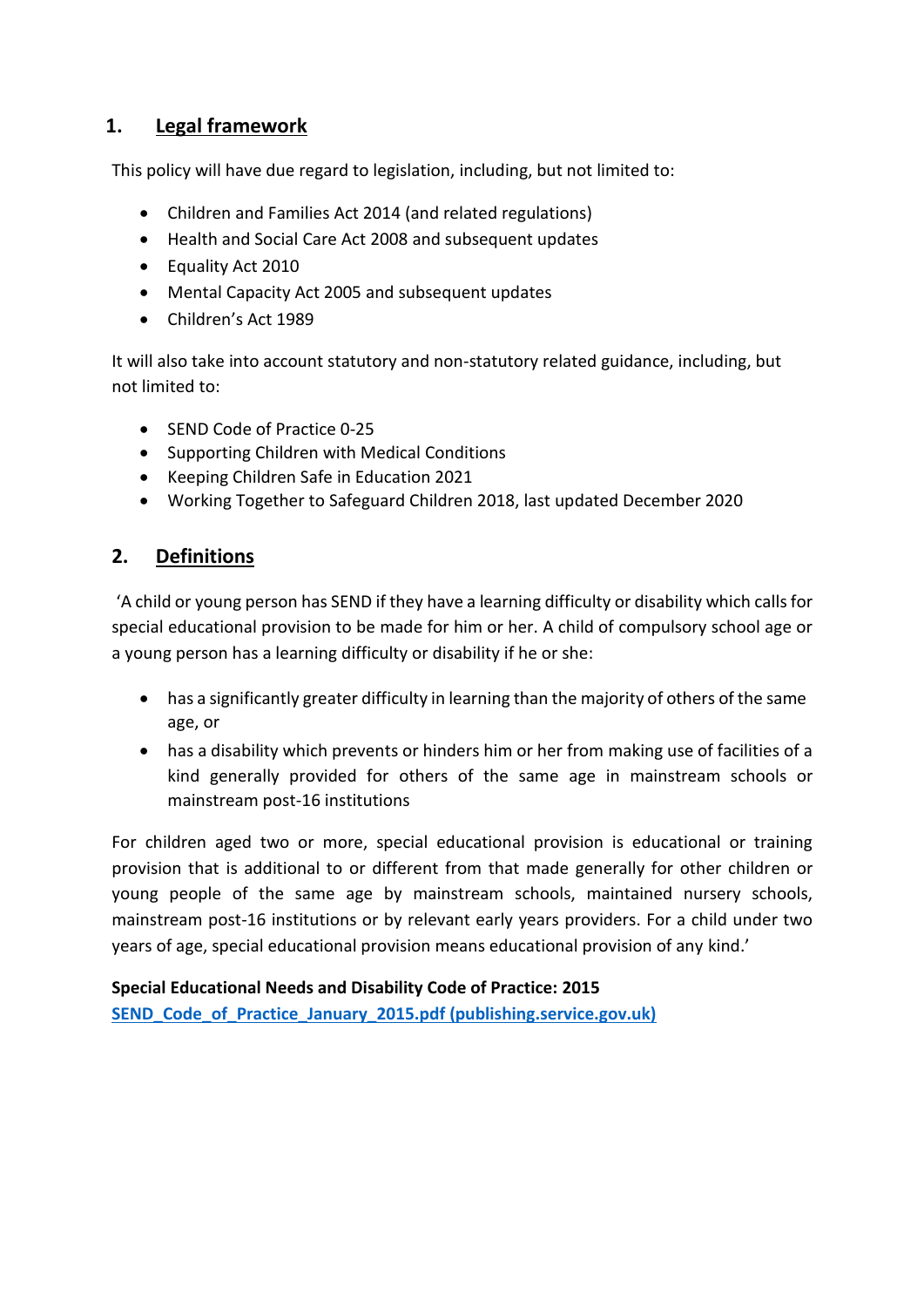## 1. Legal framework

This policy will have due regard to legislation, including, but not limited to:

- Children and Families Act 2014 (and related regulations)
- Health and Social Care Act 2008 and subsequent updates
- Equality Act 2010
- Mental Capacity Act 2005 and subsequent updates
- Children's Act 1989

It will also take into account statutory and non-statutory related guidance, including, but not limited to:

- SEND Code of Practice 0-25
- Supporting Children with Medical Conditions
- Keeping Children Safe in Education 2021
- Working Together to Safeguard Children 2018, last updated December 2020

## 2. Definitions

'A child or young person has SEND if they have a learning difficulty or disability which calls for special educational provision to be made for him or her. A child of compulsory school age or a young person has a learning difficulty or disability if he or she:

- has a significantly greater difficulty in learning than the majority of others of the same age, or
- has a disability which prevents or hinders him or her from making use of facilities of a kind generally provided for others of the same age in mainstream schools or mainstream post-16 institutions

For children aged two or more, special educational provision is educational or training provision that is additional to or different from that made generally for other children or young people of the same age by mainstream schools, maintained nursery schools, mainstream post-16 institutions or by relevant early years providers. For a child under two years of age, special educational provision means educational provision of any kind.'

**Special Educational Needs and Disability Code of Practice: 2015**
**SEND_Code_of_Practice_January_2015.pdf (publishing.service.gov.uk)**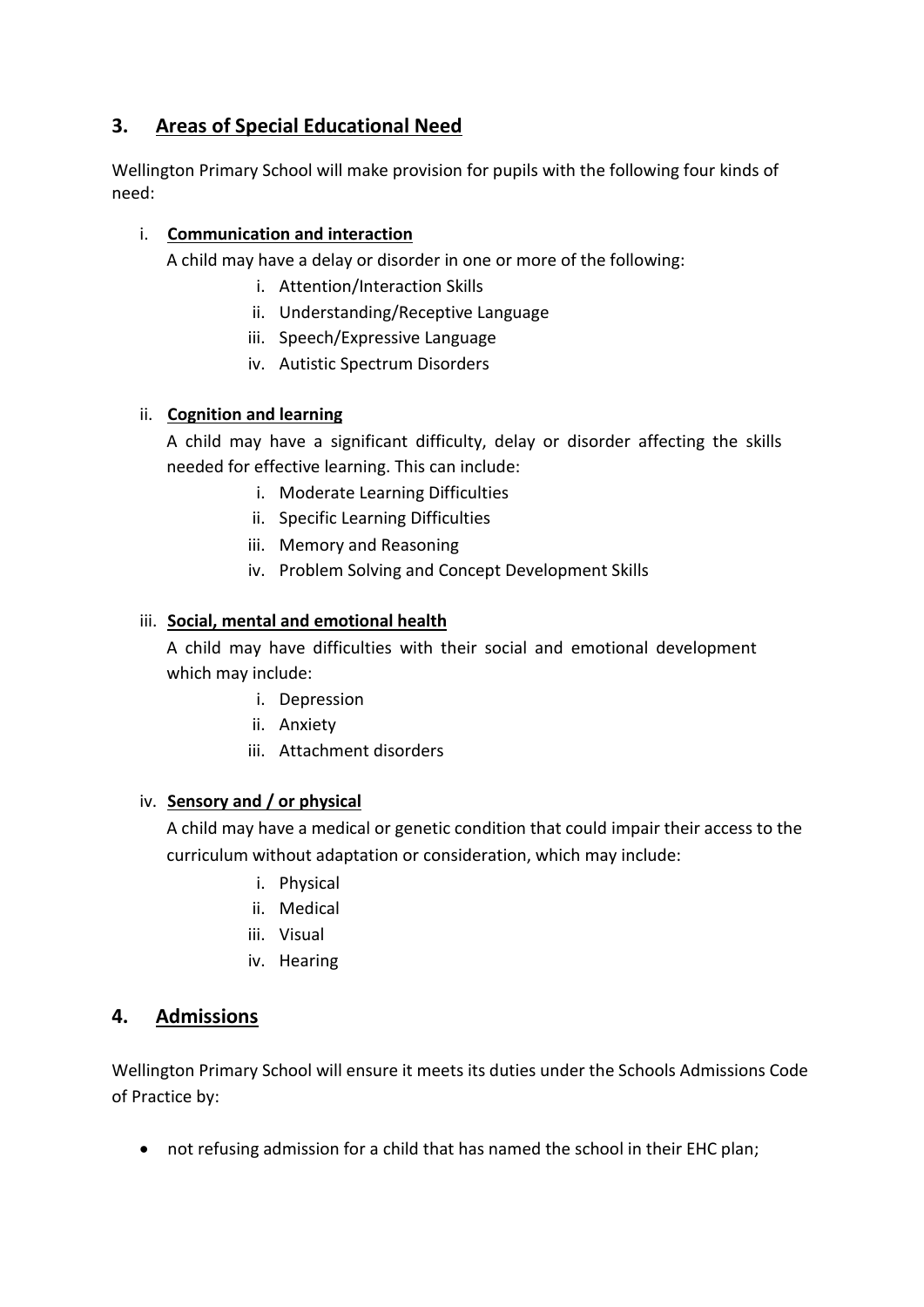## 3. Areas of Special Educational Need

Wellington Primary School will make provision for pupils with the following four kinds of need:

i. **Communication and interaction**

   A child may have a delay or disorder in one or more of the following:

   i. Attention/Interaction Skills
   ii. Understanding/Receptive Language
   iii. Speech/Expressive Language
   iv. Autistic Spectrum Disorders

ii. **Cognition and learning**

   A child may have a significant difficulty, delay or disorder affecting the skills needed for effective learning. This can include:

   i. Moderate Learning Difficulties
   ii. Specific Learning Difficulties
   iii. Memory and Reasoning
   iv. Problem Solving and Concept Development Skills

iii. **Social, mental and emotional health**

   A child may have difficulties with their social and emotional development which may include:

   i. Depression
   ii. Anxiety
   iii. Attachment disorders

iv. **Sensory and / or physical**

   A child may have a medical or genetic condition that could impair their access to the curriculum without adaptation or consideration, which may include:

   i. Physical
   ii. Medical
   iii. Visual
   iv. Hearing

## 4. Admissions

Wellington Primary School will ensure it meets its duties under the Schools Admissions Code of Practice by:

- not refusing admission for a child that has named the school in their EHC plan;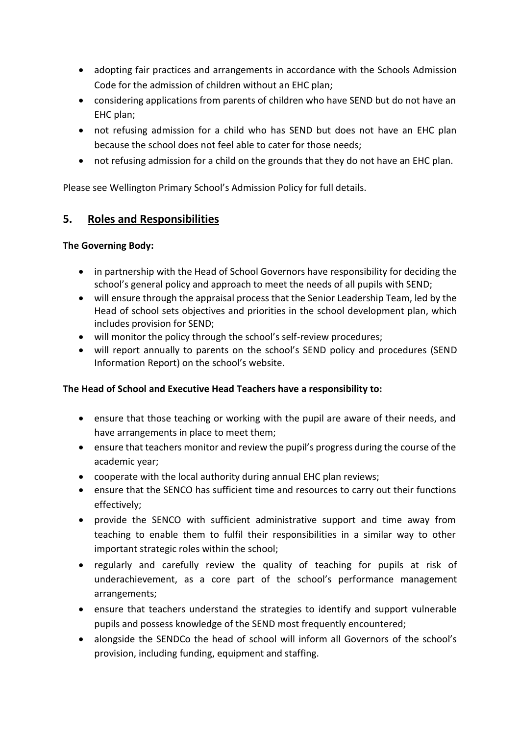- adopting fair practices and arrangements in accordance with the Schools Admission Code for the admission of children without an EHC plan;
- considering applications from parents of children who have SEND but do not have an EHC plan;
- not refusing admission for a child who has SEND but does not have an EHC plan because the school does not feel able to cater for those needs;
- not refusing admission for a child on the grounds that they do not have an EHC plan.

Please see Wellington Primary School's Admission Policy for full details.

## 5. Roles and Responsibilities

**The Governing Body:**

- in partnership with the Head of School Governors have responsibility for deciding the school's general policy and approach to meet the needs of all pupils with SEND;
- will ensure through the appraisal process that the Senior Leadership Team, led by the Head of school sets objectives and priorities in the school development plan, which includes provision for SEND;
- will monitor the policy through the school's self-review procedures;
- will report annually to parents on the school's SEND policy and procedures (SEND Information Report) on the school's website.

**The Head of School and Executive Head Teachers have a responsibility to:**

- ensure that those teaching or working with the pupil are aware of their needs, and have arrangements in place to meet them;
- ensure that teachers monitor and review the pupil's progress during the course of the academic year;
- cooperate with the local authority during annual EHC plan reviews;
- ensure that the SENCO has sufficient time and resources to carry out their functions effectively;
- provide the SENCO with sufficient administrative support and time away from teaching to enable them to fulfil their responsibilities in a similar way to other important strategic roles within the school;
- regularly and carefully review the quality of teaching for pupils at risk of underachievement, as a core part of the school's performance management arrangements;
- ensure that teachers understand the strategies to identify and support vulnerable pupils and possess knowledge of the SEND most frequently encountered;
- alongside the SENDCo the head of school will inform all Governors of the school's provision, including funding, equipment and staffing.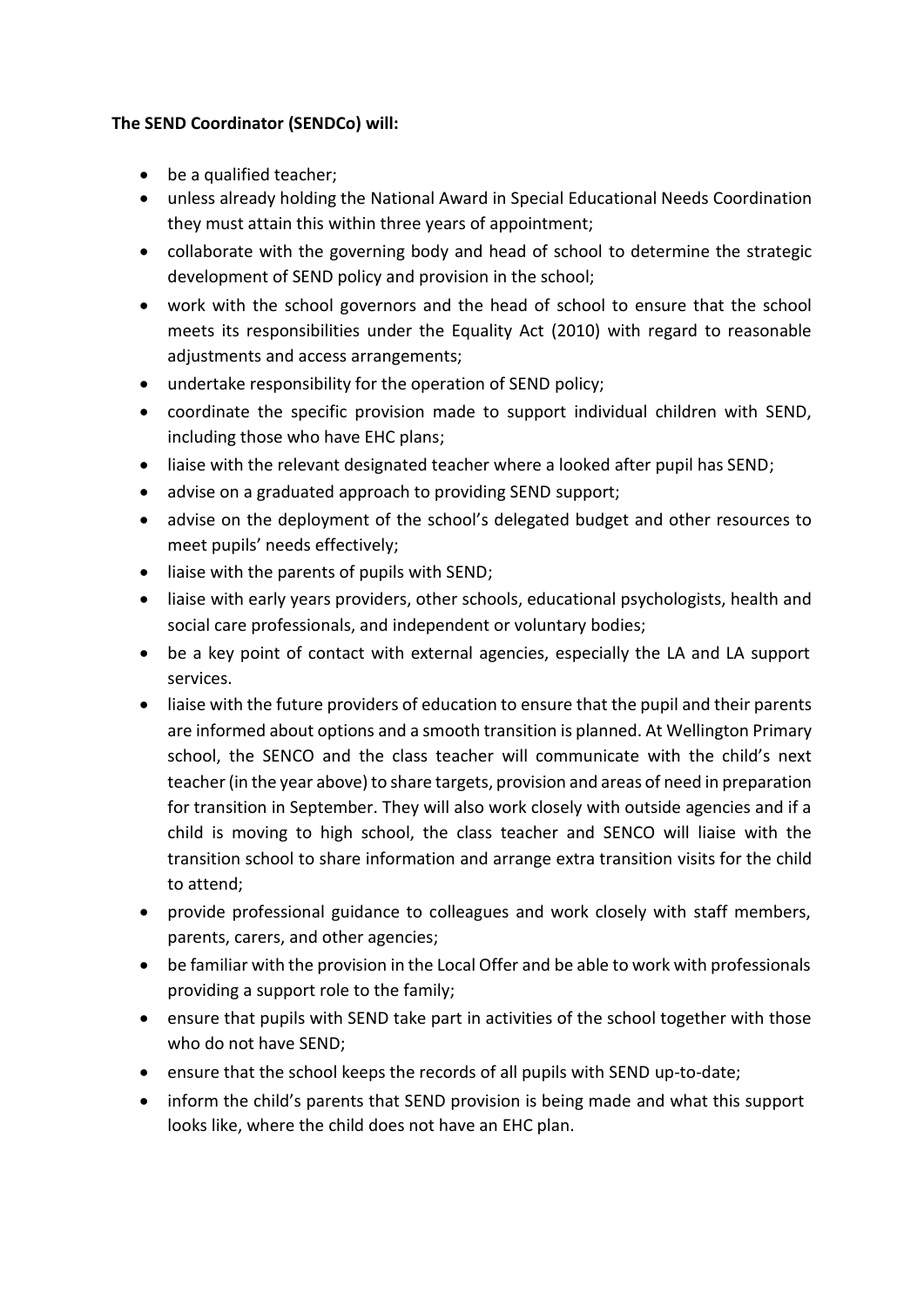**The SEND Coordinator (SENDCo) will:**

- be a qualified teacher;
- unless already holding the National Award in Special Educational Needs Coordination they must attain this within three years of appointment;
- collaborate with the governing body and head of school to determine the strategic development of SEND policy and provision in the school;
- work with the school governors and the head of school to ensure that the school meets its responsibilities under the Equality Act (2010) with regard to reasonable adjustments and access arrangements;
- undertake responsibility for the operation of SEND policy;
- coordinate the specific provision made to support individual children with SEND, including those who have EHC plans;
- liaise with the relevant designated teacher where a looked after pupil has SEND;
- advise on a graduated approach to providing SEND support;
- advise on the deployment of the school's delegated budget and other resources to meet pupils' needs effectively;
- liaise with the parents of pupils with SEND;
- liaise with early years providers, other schools, educational psychologists, health and social care professionals, and independent or voluntary bodies;
- be a key point of contact with external agencies, especially the LA and LA support services.
- liaise with the future providers of education to ensure that the pupil and their parents are informed about options and a smooth transition is planned. At Wellington Primary school, the SENCO and the class teacher will communicate with the child's next teacher (in the year above) to share targets, provision and areas of need in preparation for transition in September. They will also work closely with outside agencies and if a child is moving to high school, the class teacher and SENCO will liaise with the transition school to share information and arrange extra transition visits for the child to attend;
- provide professional guidance to colleagues and work closely with staff members, parents, carers, and other agencies;
- be familiar with the provision in the Local Offer and be able to work with professionals providing a support role to the family;
- ensure that pupils with SEND take part in activities of the school together with those who do not have SEND;
- ensure that the school keeps the records of all pupils with SEND up-to-date;
- inform the child's parents that SEND provision is being made and what this support looks like, where the child does not have an EHC plan.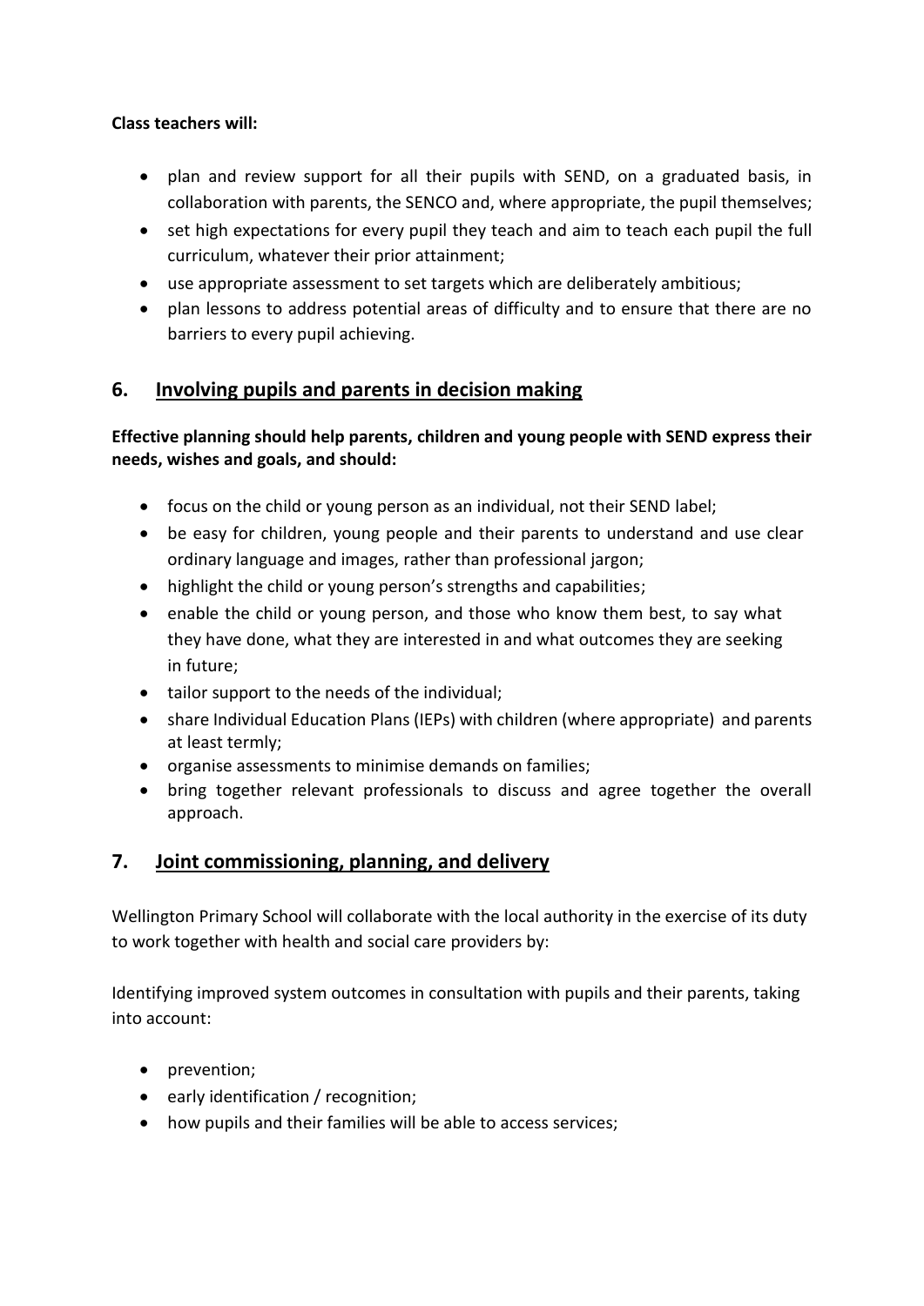**Class teachers will:**

- plan and review support for all their pupils with SEND, on a graduated basis, in collaboration with parents, the SENCO and, where appropriate, the pupil themselves;
- set high expectations for every pupil they teach and aim to teach each pupil the full curriculum, whatever their prior attainment;
- use appropriate assessment to set targets which are deliberately ambitious;
- plan lessons to address potential areas of difficulty and to ensure that there are no barriers to every pupil achieving.

## 6. Involving pupils and parents in decision making

**Effective planning should help parents, children and young people with SEND express their needs, wishes and goals, and should:**

- focus on the child or young person as an individual, not their SEND label;
- be easy for children, young people and their parents to understand and use clear ordinary language and images, rather than professional jargon;
- highlight the child or young person's strengths and capabilities;
- enable the child or young person, and those who know them best, to say what they have done, what they are interested in and what outcomes they are seeking in future;
- tailor support to the needs of the individual;
- share Individual Education Plans (IEPs) with children (where appropriate) and parents at least termly;
- organise assessments to minimise demands on families;
- bring together relevant professionals to discuss and agree together the overall approach.

## 7. Joint commissioning, planning, and delivery

Wellington Primary School will collaborate with the local authority in the exercise of its duty to work together with health and social care providers by:

Identifying improved system outcomes in consultation with pupils and their parents, taking into account:

- prevention;
- early identification / recognition;
- how pupils and their families will be able to access services;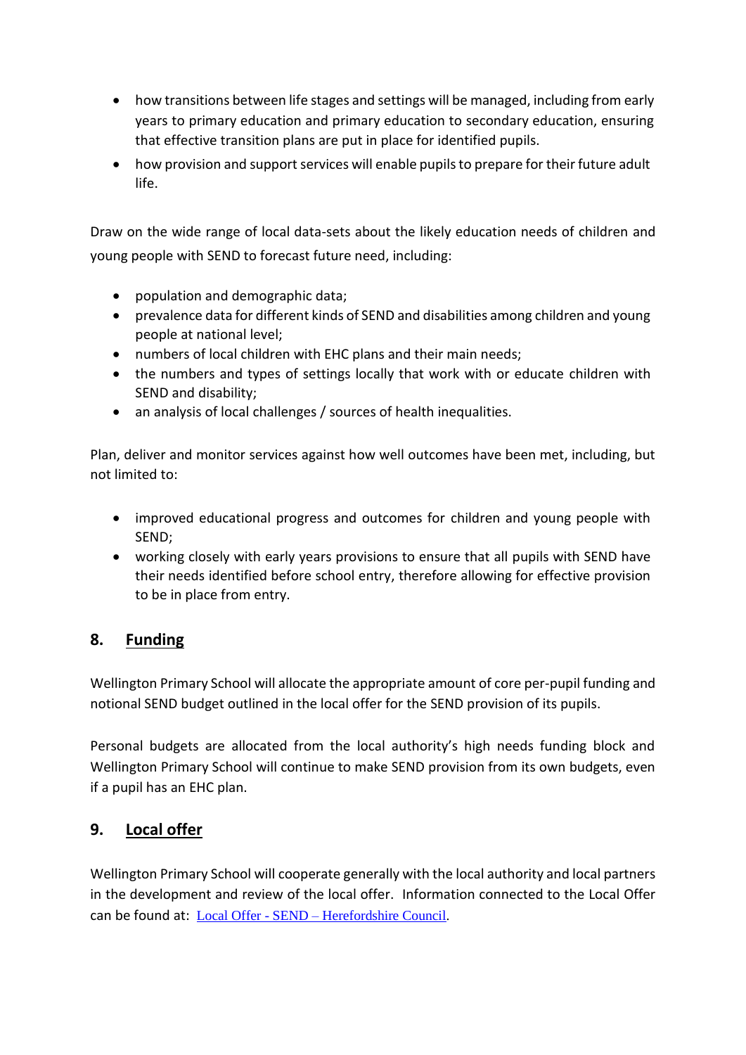- how transitions between life stages and settings will be managed, including from early years to primary education and primary education to secondary education, ensuring that effective transition plans are put in place for identified pupils.
- how provision and support services will enable pupils to prepare for their future adult life.

Draw on the wide range of local data-sets about the likely education needs of children and young people with SEND to forecast future need, including:

- population and demographic data;
- prevalence data for different kinds of SEND and disabilities among children and young people at national level;
- numbers of local children with EHC plans and their main needs;
- the numbers and types of settings locally that work with or educate children with SEND and disability;
- an analysis of local challenges / sources of health inequalities.

Plan, deliver and monitor services against how well outcomes have been met, including, but not limited to:

- improved educational progress and outcomes for children and young people with SEND;
- working closely with early years provisions to ensure that all pupils with SEND have their needs identified before school entry, therefore allowing for effective provision to be in place from entry.

## 8. Funding

Wellington Primary School will allocate the appropriate amount of core per-pupil funding and notional SEND budget outlined in the local offer for the SEND provision of its pupils.

Personal budgets are allocated from the local authority's high needs funding block and Wellington Primary School will continue to make SEND provision from its own budgets, even if a pupil has an EHC plan.

## 9. Local offer

Wellington Primary School will cooperate generally with the local authority and local partners in the development and review of the local offer. Information connected to the Local Offer can be found at: Local Offer - SEND – Herefordshire Council.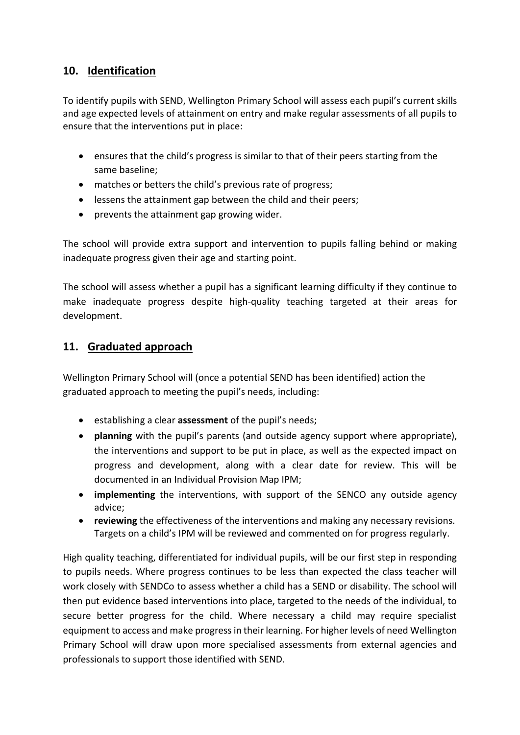## 10. Identification

To identify pupils with SEND, Wellington Primary School will assess each pupil's current skills and age expected levels of attainment on entry and make regular assessments of all pupils to ensure that the interventions put in place:

- ensures that the child's progress is similar to that of their peers starting from the same baseline;
- matches or betters the child's previous rate of progress;
- lessens the attainment gap between the child and their peers;
- prevents the attainment gap growing wider.

The school will provide extra support and intervention to pupils falling behind or making inadequate progress given their age and starting point.

The school will assess whether a pupil has a significant learning difficulty if they continue to make inadequate progress despite high-quality teaching targeted at their areas for development.

## 11. Graduated approach

Wellington Primary School will (once a potential SEND has been identified) action the graduated approach to meeting the pupil's needs, including:

- establishing a clear **assessment** of the pupil's needs;
- **planning** with the pupil's parents (and outside agency support where appropriate), the interventions and support to be put in place, as well as the expected impact on progress and development, along with a clear date for review. This will be documented in an Individual Provision Map IPM;
- **implementing** the interventions, with support of the SENCO any outside agency advice;
- **reviewing** the effectiveness of the interventions and making any necessary revisions. Targets on a child's IPM will be reviewed and commented on for progress regularly.

High quality teaching, differentiated for individual pupils, will be our first step in responding to pupils needs. Where progress continues to be less than expected the class teacher will work closely with SENDCo to assess whether a child has a SEND or disability. The school will then put evidence based interventions into place, targeted to the needs of the individual, to secure better progress for the child. Where necessary a child may require specialist equipment to access and make progress in their learning. For higher levels of need Wellington Primary School will draw upon more specialised assessments from external agencies and professionals to support those identified with SEND.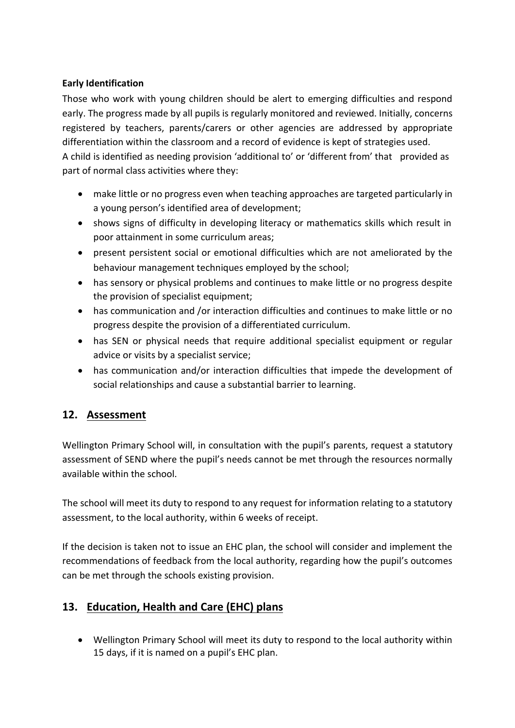**Early Identification**

Those who work with young children should be alert to emerging difficulties and respond early. The progress made by all pupils is regularly monitored and reviewed. Initially, concerns registered by teachers, parents/carers or other agencies are addressed by appropriate differentiation within the classroom and a record of evidence is kept of strategies used.
A child is identified as needing provision 'additional to' or 'different from' that provided as part of normal class activities where they:

- make little or no progress even when teaching approaches are targeted particularly in a young person's identified area of development;
- shows signs of difficulty in developing literacy or mathematics skills which result in poor attainment in some curriculum areas;
- present persistent social or emotional difficulties which are not ameliorated by the behaviour management techniques employed by the school;
- has sensory or physical problems and continues to make little or no progress despite the provision of specialist equipment;
- has communication and /or interaction difficulties and continues to make little or no progress despite the provision of a differentiated curriculum.
- has SEN or physical needs that require additional specialist equipment or regular advice or visits by a specialist service;
- has communication and/or interaction difficulties that impede the development of social relationships and cause a substantial barrier to learning.

## 12. Assessment

Wellington Primary School will, in consultation with the pupil's parents, request a statutory assessment of SEND where the pupil's needs cannot be met through the resources normally available within the school.

The school will meet its duty to respond to any request for information relating to a statutory assessment, to the local authority, within 6 weeks of receipt.

If the decision is taken not to issue an EHC plan, the school will consider and implement the recommendations of feedback from the local authority, regarding how the pupil's outcomes can be met through the schools existing provision.

## 13. Education, Health and Care (EHC) plans

- Wellington Primary School will meet its duty to respond to the local authority within 15 days, if it is named on a pupil's EHC plan.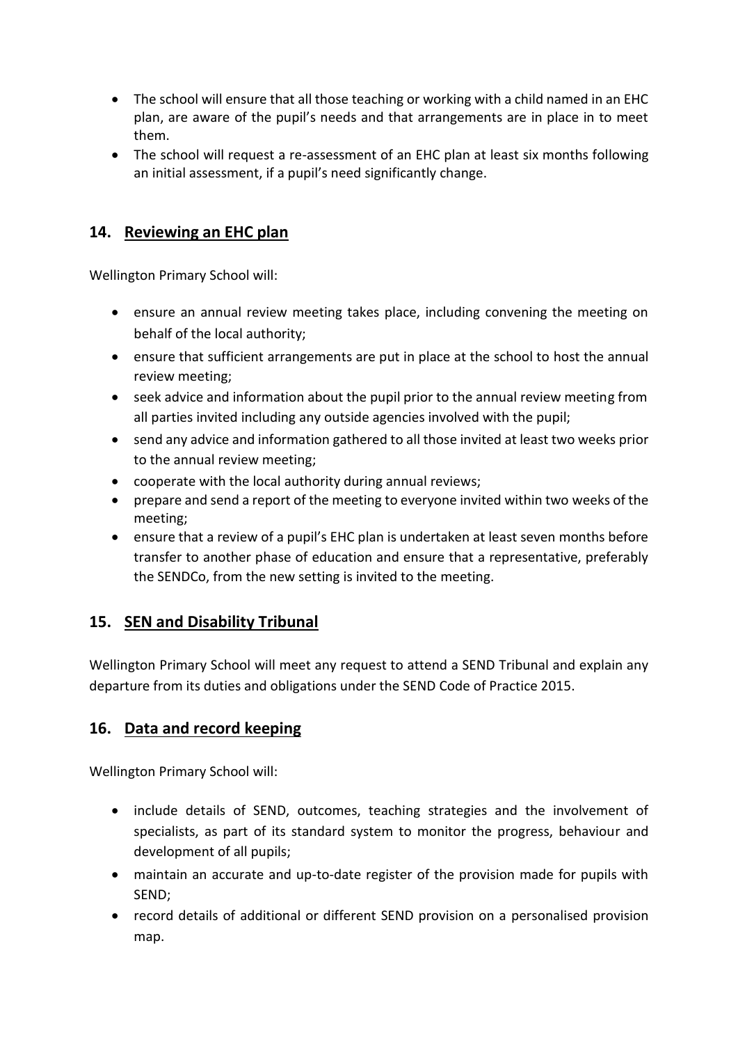- The school will ensure that all those teaching or working with a child named in an EHC plan, are aware of the pupil's needs and that arrangements are in place in to meet them.
- The school will request a re-assessment of an EHC plan at least six months following an initial assessment, if a pupil's need significantly change.

## 14. Reviewing an EHC plan

Wellington Primary School will:

- ensure an annual review meeting takes place, including convening the meeting on behalf of the local authority;
- ensure that sufficient arrangements are put in place at the school to host the annual review meeting;
- seek advice and information about the pupil prior to the annual review meeting from all parties invited including any outside agencies involved with the pupil;
- send any advice and information gathered to all those invited at least two weeks prior to the annual review meeting;
- cooperate with the local authority during annual reviews;
- prepare and send a report of the meeting to everyone invited within two weeks of the meeting;
- ensure that a review of a pupil's EHC plan is undertaken at least seven months before transfer to another phase of education and ensure that a representative, preferably the SENDCo, from the new setting is invited to the meeting.

## 15. SEN and Disability Tribunal

Wellington Primary School will meet any request to attend a SEND Tribunal and explain any departure from its duties and obligations under the SEND Code of Practice 2015.

## 16. Data and record keeping

Wellington Primary School will:

- include details of SEND, outcomes, teaching strategies and the involvement of specialists, as part of its standard system to monitor the progress, behaviour and development of all pupils;
- maintain an accurate and up-to-date register of the provision made for pupils with SEND;
- record details of additional or different SEND provision on a personalised provision map.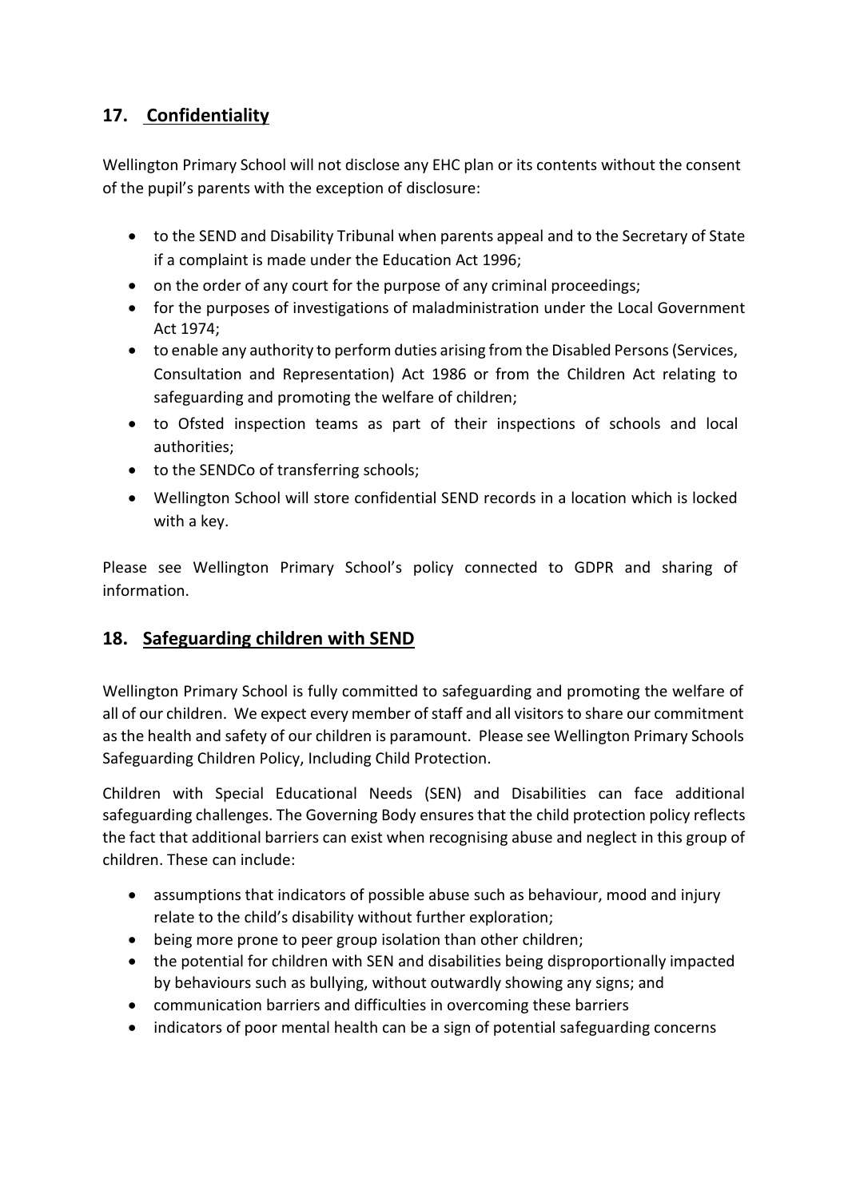## 17. Confidentiality

Wellington Primary School will not disclose any EHC plan or its contents without the consent of the pupil's parents with the exception of disclosure:

- to the SEND and Disability Tribunal when parents appeal and to the Secretary of State if a complaint is made under the Education Act 1996;
- on the order of any court for the purpose of any criminal proceedings;
- for the purposes of investigations of maladministration under the Local Government Act 1974;
- to enable any authority to perform duties arising from the Disabled Persons (Services, Consultation and Representation) Act 1986 or from the Children Act relating to safeguarding and promoting the welfare of children;
- to Ofsted inspection teams as part of their inspections of schools and local authorities;
- to the SENDCo of transferring schools;
- Wellington School will store confidential SEND records in a location which is locked with a key.

Please see Wellington Primary School's policy connected to GDPR and sharing of information.

## 18. Safeguarding children with SEND

Wellington Primary School is fully committed to safeguarding and promoting the welfare of all of our children. We expect every member of staff and all visitors to share our commitment as the health and safety of our children is paramount. Please see Wellington Primary Schools Safeguarding Children Policy, Including Child Protection.

Children with Special Educational Needs (SEN) and Disabilities can face additional safeguarding challenges. The Governing Body ensures that the child protection policy reflects the fact that additional barriers can exist when recognising abuse and neglect in this group of children. These can include:

- assumptions that indicators of possible abuse such as behaviour, mood and injury relate to the child's disability without further exploration;
- being more prone to peer group isolation than other children;
- the potential for children with SEN and disabilities being disproportionally impacted by behaviours such as bullying, without outwardly showing any signs; and
- communication barriers and difficulties in overcoming these barriers
- indicators of poor mental health can be a sign of potential safeguarding concerns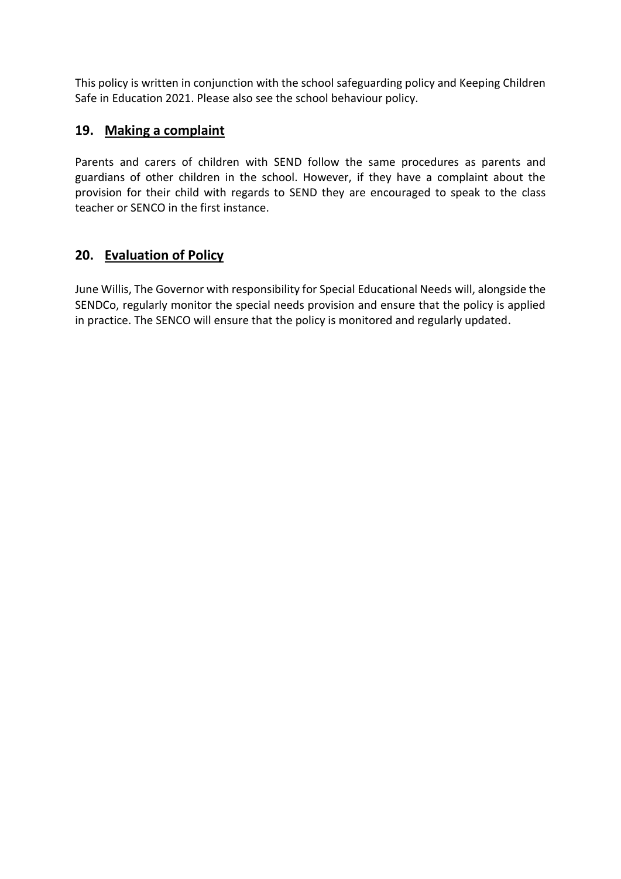This policy is written in conjunction with the school safeguarding policy and Keeping Children Safe in Education 2021. Please also see the school behaviour policy.

## 19. Making a complaint

Parents and carers of children with SEND follow the same procedures as parents and guardians of other children in the school. However, if they have a complaint about the provision for their child with regards to SEND they are encouraged to speak to the class teacher or SENCO in the first instance.

## 20. Evaluation of Policy

June Willis, The Governor with responsibility for Special Educational Needs will, alongside the SENDCo, regularly monitor the special needs provision and ensure that the policy is applied in practice. The SENCO will ensure that the policy is monitored and regularly updated.